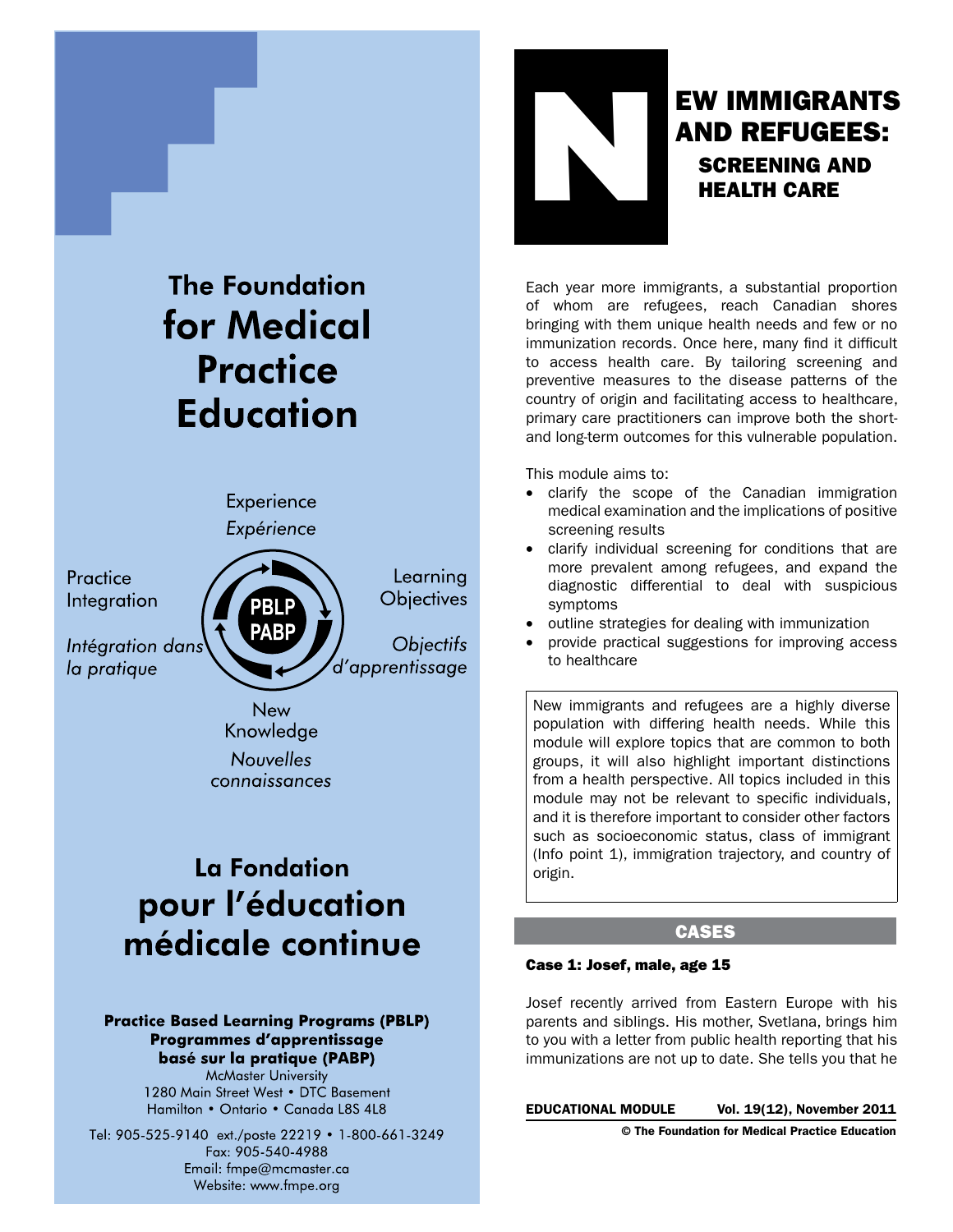# The Foundation for Medical Practice Education

Experience
*Expérience*

Practice Integration
*Intégration dans la pratique*

PBLP
PABP

Learning Objectives
*Objectifs d'apprentissage*

New Knowledge
*Nouvelles connaissances*

# La Fondation pour l'éducation médicale continue

**Practice Based Learning Programs (PBLP)**
**Programmes d'apprentissage basé sur la pratique (PABP)**
McMaster University
1280 Main Street West • DTC Basement
Hamilton • Ontario • Canada L8S 4L8

Tel: 905-525-9140 ext./poste 22219 • 1-800-661-3249
Fax: 905-540-4988
Email: fmpe@mcmaster.ca
Website: www.fmpe.org

# NEW IMMIGRANTS AND REFUGEES:
## SCREENING AND HEALTH CARE

Each year more immigrants, a substantial proportion of whom are refugees, reach Canadian shores bringing with them unique health needs and few or no immunization records. Once here, many find it difficult to access health care. By tailoring screening and preventive measures to the disease patterns of the country of origin and facilitating access to healthcare, primary care practitioners can improve both the short- and long-term outcomes for this vulnerable population.

This module aims to:

- clarify the scope of the Canadian immigration medical examination and the implications of positive screening results
- clarify individual screening for conditions that are more prevalent among refugees, and expand the diagnostic differential to deal with suspicious symptoms
- outline strategies for dealing with immunization
- provide practical suggestions for improving access to healthcare

> New immigrants and refugees are a highly diverse population with differing health needs. While this module will explore topics that are common to both groups, it will also highlight important distinctions from a health perspective. All topics included in this module may not be relevant to specific individuals, and it is therefore important to consider other factors such as socioeconomic status, class of immigrant (Info point 1), immigration trajectory, and country of origin.

## CASES

### Case 1: Josef, male, age 15

Josef recently arrived from Eastern Europe with his parents and siblings. His mother, Svetlana, brings him to you with a letter from public health reporting that his immunizations are not up to date. She tells you that he

**EDUCATIONAL MODULE** Vol. 19(12), November 2011

© The Foundation for Medical Practice Education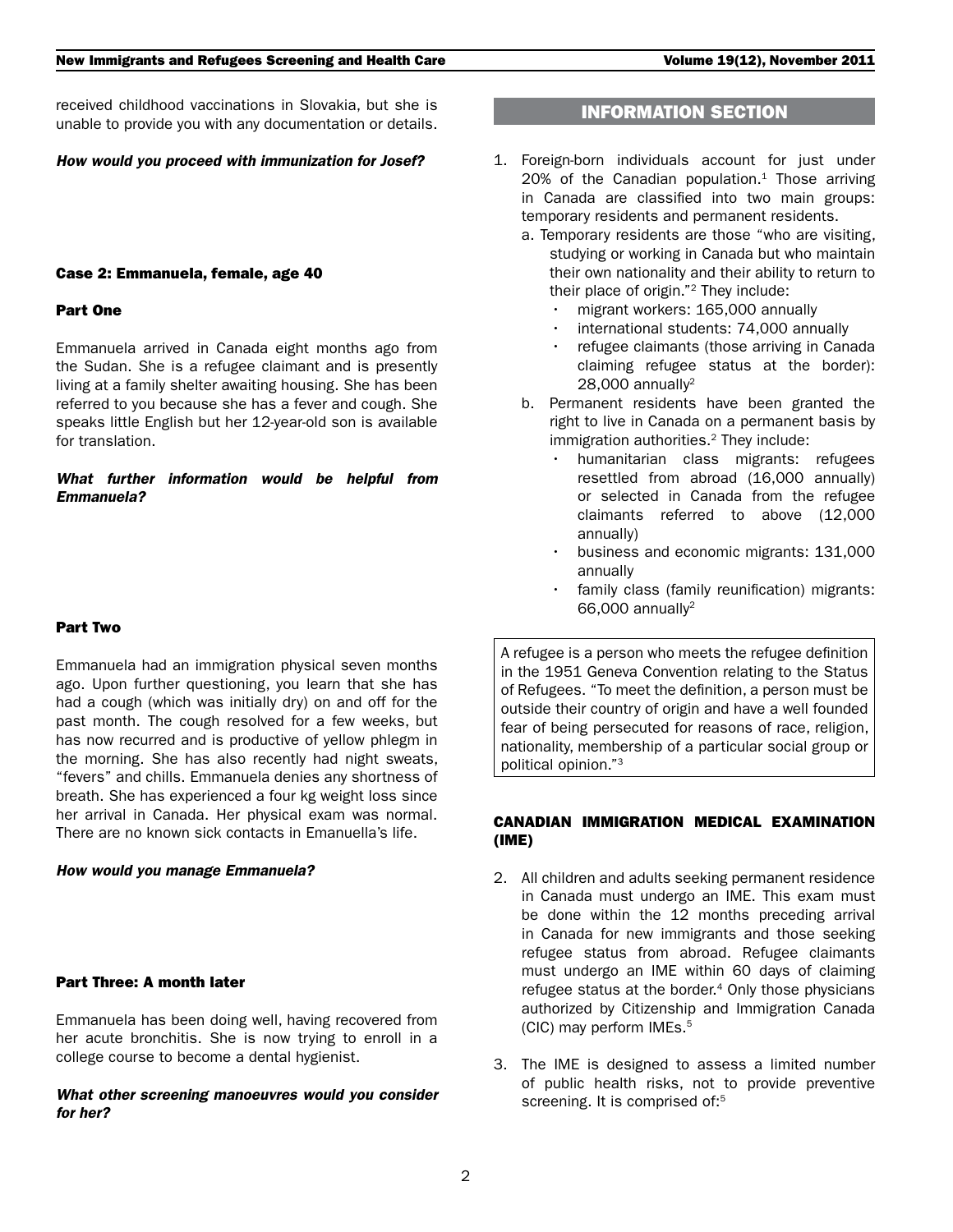received childhood vaccinations in Slovakia, but she is unable to provide you with any documentation or details.

***How would you proceed with immunization for Josef?***

### Case 2: Emmanuela, female, age 40

#### Part One

Emmanuela arrived in Canada eight months ago from the Sudan. She is a refugee claimant and is presently living at a family shelter awaiting housing. She has been referred to you because she has a fever and cough. She speaks little English but her 12-year-old son is available for translation.

***What further information would be helpful from Emmanuela?***

#### Part Two

Emmanuela had an immigration physical seven months ago. Upon further questioning, you learn that she has had a cough (which was initially dry) on and off for the past month. The cough resolved for a few weeks, but has now recurred and is productive of yellow phlegm in the morning. She has also recently had night sweats, "fevers" and chills. Emmanuela denies any shortness of breath. She has experienced a four kg weight loss since her arrival in Canada. Her physical exam was normal. There are no known sick contacts in Emanuella's life.

***How would you manage Emmanuela?***

#### Part Three: A month later

Emmanuela has been doing well, having recovered from her acute bronchitis. She is now trying to enroll in a college course to become a dental hygienist.

***What other screening manoeuvres would you consider for her?***

## INFORMATION SECTION

1. Foreign-born individuals account for just under 20% of the Canadian population.[1] Those arriving in Canada are classified into two main groups: temporary residents and permanent residents.
   a. Temporary residents are those "who are visiting, studying or working in Canada but who maintain their own nationality and their ability to return to their place of origin."[2] They include:
      - migrant workers: 165,000 annually
      - international students: 74,000 annually
      - refugee claimants (those arriving in Canada claiming refugee status at the border): 28,000 annually[2]
   b. Permanent residents have been granted the right to live in Canada on a permanent basis by immigration authorities.[2] They include:
      - humanitarian class migrants: refugees resettled from abroad (16,000 annually) or selected in Canada from the refugee claimants referred to above (12,000 annually)
      - business and economic migrants: 131,000 annually
      - family class (family reunification) migrants: 66,000 annually[2]

> A refugee is a person who meets the refugee definition in the 1951 Geneva Convention relating to the Status of Refugees. "To meet the definition, a person must be outside their country of origin and have a well founded fear of being persecuted for reasons of race, religion, nationality, membership of a particular social group or political opinion."[3]

### CANADIAN IMMIGRATION MEDICAL EXAMINATION (IME)

2. All children and adults seeking permanent residence in Canada must undergo an IME. This exam must be done within the 12 months preceding arrival in Canada for new immigrants and those seeking refugee status from abroad. Refugee claimants must undergo an IME within 60 days of claiming refugee status at the border.[4] Only those physicians authorized by Citizenship and Immigration Canada (CIC) may perform IMEs.[5]

3. The IME is designed to assess a limited number of public health risks, not to provide preventive screening. It is comprised of:[5]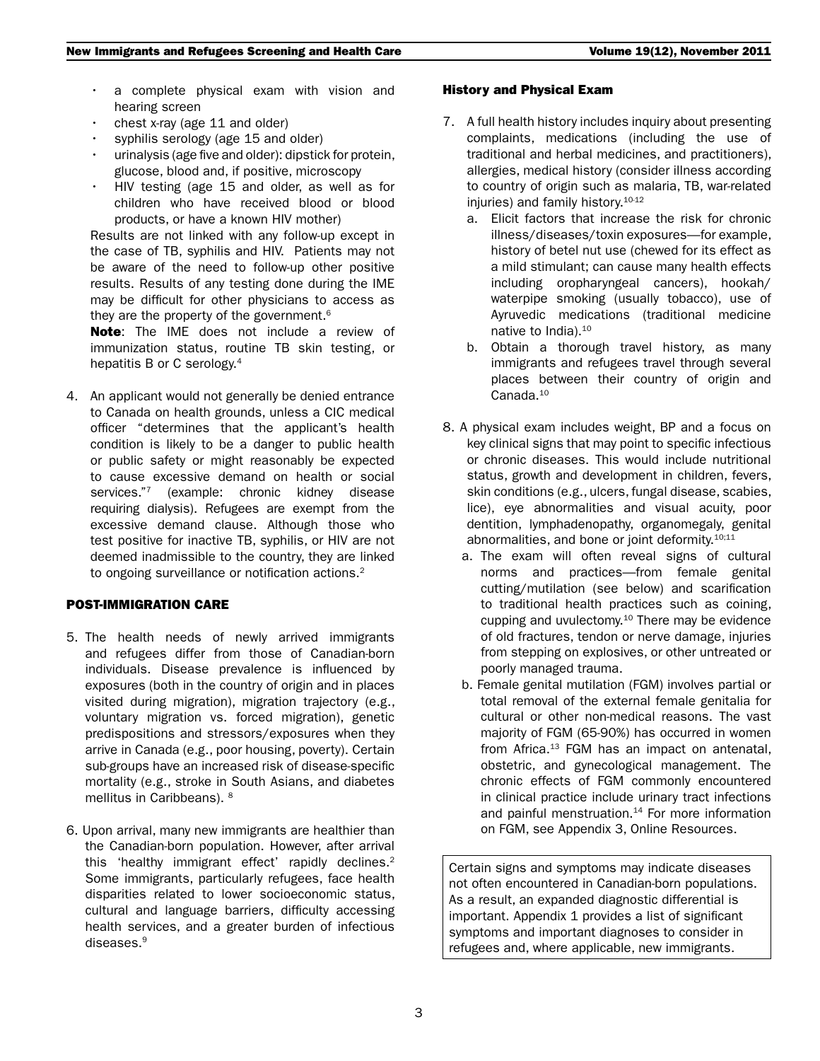- a complete physical exam with vision and hearing screen
- chest x-ray (age 11 and older)
- syphilis serology (age 15 and older)
- urinalysis (age five and older): dipstick for protein, glucose, blood and, if positive, microscopy
- HIV testing (age 15 and older, as well as for children who have received blood or blood products, or have a known HIV mother)

Results are not linked with any follow-up except in the case of TB, syphilis and HIV. Patients may not be aware of the need to follow-up other positive results. Results of any testing done during the IME may be difficult for other physicians to access as they are the property of the government.[6]

**Note**: The IME does not include a review of immunization status, routine TB skin testing, or hepatitis B or C serology.[4]

4. An applicant would not generally be denied entrance to Canada on health grounds, unless a CIC medical officer "determines that the applicant's health condition is likely to be a danger to public health or public safety or might reasonably be expected to cause excessive demand on health or social services."[7] (example: chronic kidney disease requiring dialysis). Refugees are exempt from the excessive demand clause. Although those who test positive for inactive TB, syphilis, or HIV are not deemed inadmissible to the country, they are linked to ongoing surveillance or notification actions.[2]

## POST-IMMIGRATION CARE

5. The health needs of newly arrived immigrants and refugees differ from those of Canadian-born individuals. Disease prevalence is influenced by exposures (both in the country of origin and in places visited during migration), migration trajectory (e.g., voluntary migration vs. forced migration), genetic predispositions and stressors/exposures when they arrive in Canada (e.g., poor housing, poverty). Certain sub-groups have an increased risk of disease-specific mortality (e.g., stroke in South Asians, and diabetes mellitus in Caribbeans).[8]

6. Upon arrival, many new immigrants are healthier than the Canadian-born population. However, after arrival this 'healthy immigrant effect' rapidly declines.[2] Some immigrants, particularly refugees, face health disparities related to lower socioeconomic status, cultural and language barriers, difficulty accessing health services, and a greater burden of infectious diseases.[9]

### History and Physical Exam

7. A full health history includes inquiry about presenting complaints, medications (including the use of traditional and herbal medicines, and practitioners), allergies, medical history (consider illness according to country of origin such as malaria, TB, war-related injuries) and family history.[10-12]
   a. Elicit factors that increase the risk for chronic illness/diseases/toxin exposures—for example, history of betel nut use (chewed for its effect as a mild stimulant; can cause many health effects including oropharyngeal cancers), hookah/waterpipe smoking (usually tobacco), use of Ayruvedic medications (traditional medicine native to India).[10]
   b. Obtain a thorough travel history, as many immigrants and refugees travel through several places between their country of origin and Canada.[10]

8. A physical exam includes weight, BP and a focus on key clinical signs that may point to specific infectious or chronic diseases. This would include nutritional status, growth and development in children, fevers, skin conditions (e.g., ulcers, fungal disease, scabies, lice), eye abnormalities and visual acuity, poor dentition, lymphadenopathy, organomegaly, genital abnormalities, and bone or joint deformity.[10;11]
   a. The exam will often reveal signs of cultural norms and practices—from female genital cutting/mutilation (see below) and scarification to traditional health practices such as coining, cupping and uvulectomy.[10] There may be evidence of old fractures, tendon or nerve damage, injuries from stepping on explosives, or other untreated or poorly managed trauma.
   b. Female genital mutilation (FGM) involves partial or total removal of the external female genitalia for cultural or other non-medical reasons. The vast majority of FGM (65-90%) has occurred in women from Africa.[13] FGM has an impact on antenatal, obstetric, and gynecological management. The chronic effects of FGM commonly encountered in clinical practice include urinary tract infections and painful menstruation.[14] For more information on FGM, see Appendix 3, Online Resources.

Certain signs and symptoms may indicate diseases not often encountered in Canadian-born populations. As a result, an expanded diagnostic differential is important. Appendix 1 provides a list of significant symptoms and important diagnoses to consider in refugees and, where applicable, new immigrants.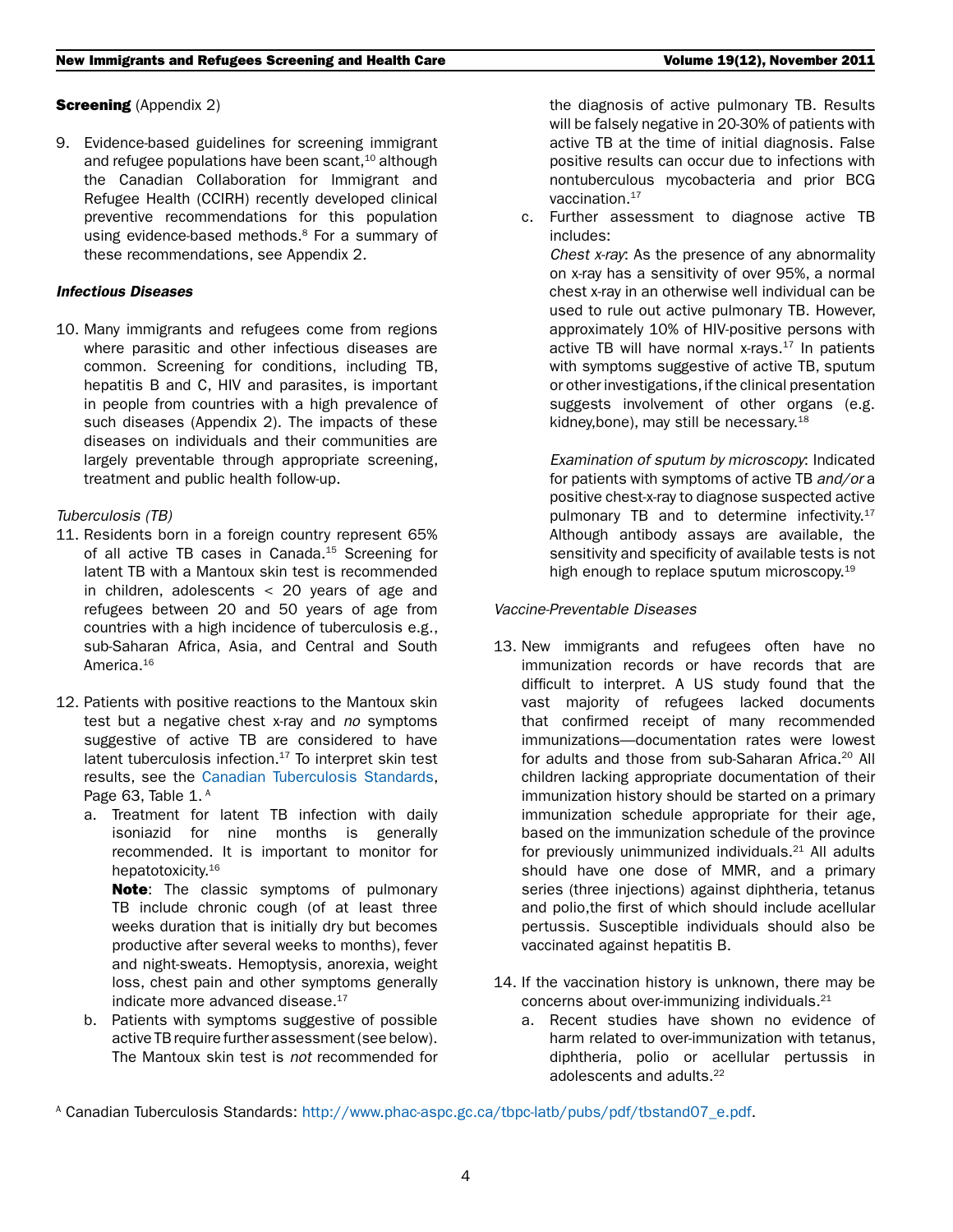**Screening** (Appendix 2)

9. Evidence-based guidelines for screening immigrant and refugee populations have been scant,[10] although the Canadian Collaboration for Immigrant and Refugee Health (CCIRH) recently developed clinical preventive recommendations for this population using evidence-based methods.[8] For a summary of these recommendations, see Appendix 2.

***Infectious Diseases***

10. Many immigrants and refugees come from regions where parasitic and other infectious diseases are common. Screening for conditions, including TB, hepatitis B and C, HIV and parasites, is important in people from countries with a high prevalence of such diseases (Appendix 2). The impacts of these diseases on individuals and their communities are largely preventable through appropriate screening, treatment and public health follow-up.

*Tuberculosis (TB)*

11. Residents born in a foreign country represent 65% of all active TB cases in Canada.[15] Screening for latent TB with a Mantoux skin test is recommended in children, adolescents < 20 years of age and refugees between 20 and 50 years of age from countries with a high incidence of tuberculosis e.g., sub-Saharan Africa, Asia, and Central and South America.[16]

12. Patients with positive reactions to the Mantoux skin test but a negative chest x-ray and *no* symptoms suggestive of active TB are considered to have latent tuberculosis infection.[17] To interpret skin test results, see the Canadian Tuberculosis Standards, Page 63, Table 1. [A]
    a. Treatment for latent TB infection with daily isoniazid for nine months is generally recommended. It is important to monitor for hepatotoxicity.[16]
       **Note**: The classic symptoms of pulmonary TB include chronic cough (of at least three weeks duration that is initially dry but becomes productive after several weeks to months), fever and night-sweats. Hemoptysis, anorexia, weight loss, chest pain and other symptoms generally indicate more advanced disease.[17]
    b. Patients with symptoms suggestive of possible active TB require further assessment (see below). The Mantoux skin test is *not* recommended for the diagnosis of active pulmonary TB. Results will be falsely negative in 20-30% of patients with active TB at the time of initial diagnosis. False positive results can occur due to infections with nontuberculous mycobacteria and prior BCG vaccination.[17]
    c. Further assessment to diagnose active TB includes:
       *Chest x-ray*: As the presence of any abnormality on x-ray has a sensitivity of over 95%, a normal chest x-ray in an otherwise well individual can be used to rule out active pulmonary TB. However, approximately 10% of HIV-positive persons with active TB will have normal x-rays.[17] In patients with symptoms suggestive of active TB, sputum or other investigations, if the clinical presentation suggests involvement of other organs (e.g. kidney,bone), may still be necessary.[18]

       *Examination of sputum by microscopy*: Indicated for patients with symptoms of active TB *and/or* a positive chest-x-ray to diagnose suspected active pulmonary TB and to determine infectivity.[17] Although antibody assays are available, the sensitivity and specificity of available tests is not high enough to replace sputum microscopy.[19]

*Vaccine-Preventable Diseases*

13. New immigrants and refugees often have no immunization records or have records that are difficult to interpret. A US study found that the vast majority of refugees lacked documents that confirmed receipt of many recommended immunizations—documentation rates were lowest for adults and those from sub-Saharan Africa.[20] All children lacking appropriate documentation of their immunization history should be started on a primary immunization schedule appropriate for their age, based on the immunization schedule of the province for previously unimmunized individuals.[21] All adults should have one dose of MMR, and a primary series (three injections) against diphtheria, tetanus and polio,the first of which should include acellular pertussis. Susceptible individuals should also be vaccinated against hepatitis B.

14. If the vaccination history is unknown, there may be concerns about over-immunizing individuals.[21]
    a. Recent studies have shown no evidence of harm related to over-immunization with tetanus, diphtheria, polio or acellular pertussis in adolescents and adults.[22]

[A] Canadian Tuberculosis Standards: http://www.phac-aspc.gc.ca/tbpc-latb/pubs/pdf/tbstand07_e.pdf.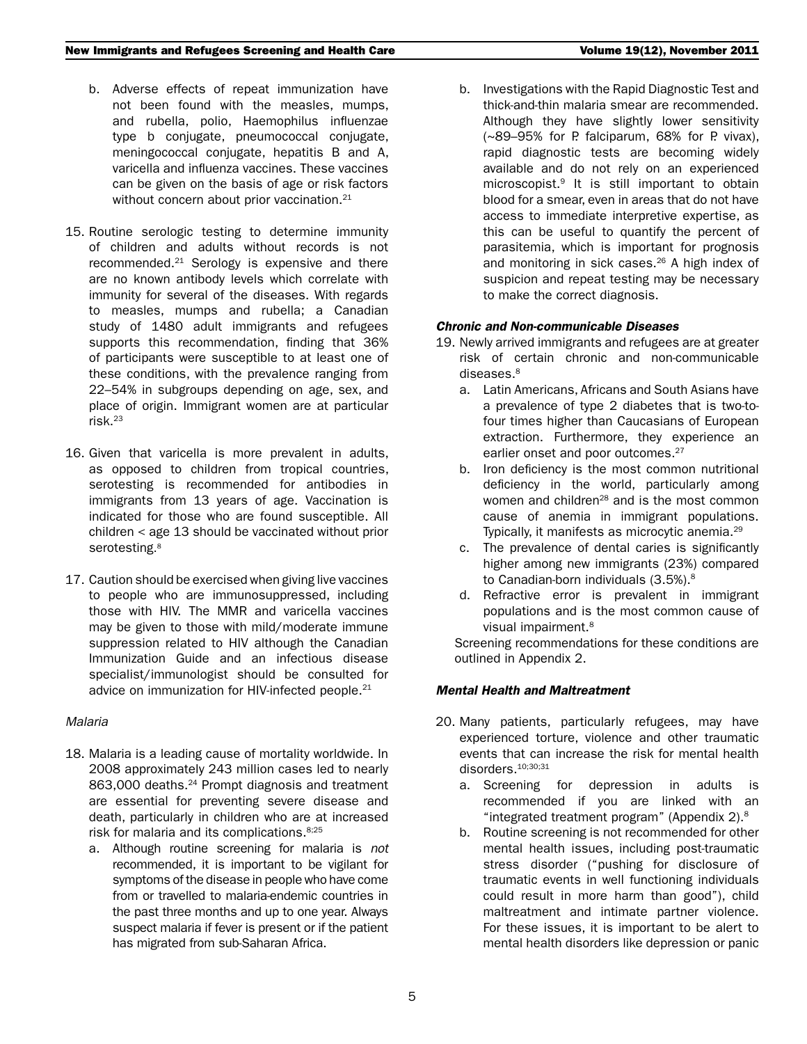b. Adverse effects of repeat immunization have not been found with the measles, mumps, and rubella, polio, Haemophilus influenzae type b conjugate, pneumococcal conjugate, meningococcal conjugate, hepatitis B and A, varicella and influenza vaccines. These vaccines can be given on the basis of age or risk factors without concern about prior vaccination.[21]

15. Routine serologic testing to determine immunity of children and adults without records is not recommended.[21] Serology is expensive and there are no known antibody levels which correlate with immunity for several of the diseases. With regards to measles, mumps and rubella; a Canadian study of 1480 adult immigrants and refugees supports this recommendation, finding that 36% of participants were susceptible to at least one of these conditions, with the prevalence ranging from 22–54% in subgroups depending on age, sex, and place of origin. Immigrant women are at particular risk.[23]

16. Given that varicella is more prevalent in adults, as opposed to children from tropical countries, serotesting is recommended for antibodies in immigrants from 13 years of age. Vaccination is indicated for those who are found susceptible. All children < age 13 should be vaccinated without prior serotesting.[8]

17. Caution should be exercised when giving live vaccines to people who are immunosuppressed, including those with HIV. The MMR and varicella vaccines may be given to those with mild/moderate immune suppression related to HIV although the Canadian Immunization Guide and an infectious disease specialist/immunologist should be consulted for advice on immunization for HIV-infected people.[21]

*Malaria*

18. Malaria is a leading cause of mortality worldwide. In 2008 approximately 243 million cases led to nearly 863,000 deaths.[24] Prompt diagnosis and treatment are essential for preventing severe disease and death, particularly in children who are at increased risk for malaria and its complications.[8;25]
   a. Although routine screening for malaria is *not* recommended, it is important to be vigilant for symptoms of the disease in people who have come from or travelled to malaria-endemic countries in the past three months and up to one year. Always suspect malaria if fever is present or if the patient has migrated from sub-Saharan Africa.
   b. Investigations with the Rapid Diagnostic Test and thick-and-thin malaria smear are recommended. Although they have slightly lower sensitivity (~89–95% for P. falciparum, 68% for P. vivax), rapid diagnostic tests are becoming widely available and do not rely on an experienced microscopist.[9] It is still important to obtain blood for a smear, even in areas that do not have access to immediate interpretive expertise, as this can be useful to quantify the percent of parasitemia, which is important for prognosis and monitoring in sick cases.[26] A high index of suspicion and repeat testing may be necessary to make the correct diagnosis.

***Chronic and Non-communicable Diseases***

19. Newly arrived immigrants and refugees are at greater risk of certain chronic and non-communicable diseases.[8]
   a. Latin Americans, Africans and South Asians have a prevalence of type 2 diabetes that is two-to-four times higher than Caucasians of European extraction. Furthermore, they experience an earlier onset and poor outcomes.[27]
   b. Iron deficiency is the most common nutritional deficiency in the world, particularly among women and children[28] and is the most common cause of anemia in immigrant populations. Typically, it manifests as microcytic anemia.[29]
   c. The prevalence of dental caries is significantly higher among new immigrants (23%) compared to Canadian-born individuals (3.5%).[8]
   d. Refractive error is prevalent in immigrant populations and is the most common cause of visual impairment.[8]

   Screening recommendations for these conditions are outlined in Appendix 2.

***Mental Health and Maltreatment***

20. Many patients, particularly refugees, may have experienced torture, violence and other traumatic events that can increase the risk for mental health disorders.[10;30;31]
   a. Screening for depression in adults is recommended if you are linked with an "integrated treatment program" (Appendix 2).[8]
   b. Routine screening is not recommended for other mental health issues, including post-traumatic stress disorder ("pushing for disclosure of traumatic events in well functioning individuals could result in more harm than good"), child maltreatment and intimate partner violence. For these issues, it is important to be alert to mental health disorders like depression or panic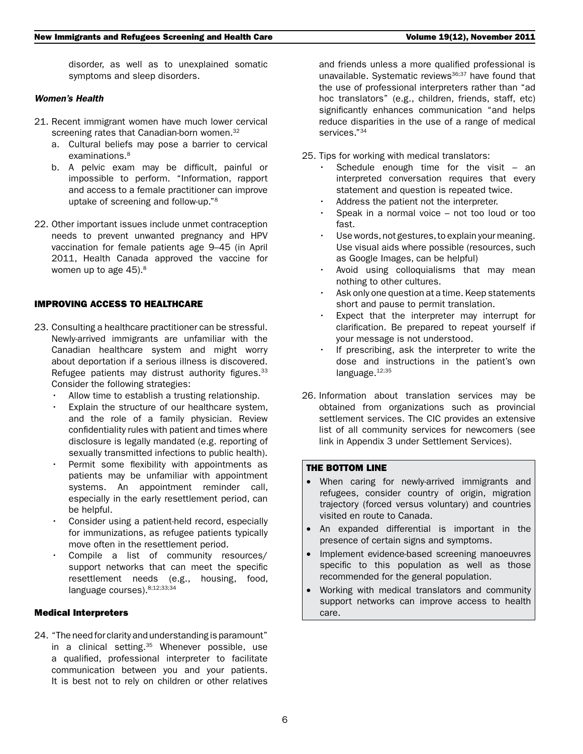disorder, as well as to unexplained somatic symptoms and sleep disorders.

### *Women's Health*

21. Recent immigrant women have much lower cervical screening rates that Canadian-born women.[32]
    a. Cultural beliefs may pose a barrier to cervical examinations.[8]
    b. A pelvic exam may be difficult, painful or impossible to perform. "Information, rapport and access to a female practitioner can improve uptake of screening and follow-up."[8]

22. Other important issues include unmet contraception needs to prevent unwanted pregnancy and HPV vaccination for female patients age 9–45 (in April 2011, Health Canada approved the vaccine for women up to age 45).[8]

## IMPROVING ACCESS TO HEALTHCARE

23. Consulting a healthcare practitioner can be stressful. Newly-arrived immigrants are unfamiliar with the Canadian healthcare system and might worry about deportation if a serious illness is discovered. Refugee patients may distrust authority figures.[33] Consider the following strategies:
    - Allow time to establish a trusting relationship.
    - Explain the structure of our healthcare system, and the role of a family physician. Review confidentiality rules with patient and times where disclosure is legally mandated (e.g. reporting of sexually transmitted infections to public health).
    - Permit some flexibility with appointments as patients may be unfamiliar with appointment systems. An appointment reminder call, especially in the early resettlement period, can be helpful.
    - Consider using a patient-held record, especially for immunizations, as refugee patients typically move often in the resettlement period.
    - Compile a list of community resources/ support networks that can meet the specific resettlement needs (e.g., housing, food, language courses).[8;12;33;34]

### Medical Interpreters

24. "The need for clarity and understanding is paramount" in a clinical setting.[35] Whenever possible, use a qualified, professional interpreter to facilitate communication between you and your patients. It is best not to rely on children or other relatives and friends unless a more qualified professional is unavailable. Systematic reviews[36;37] have found that the use of professional interpreters rather than "ad hoc translators" (e.g., children, friends, staff, etc) significantly enhances communication "and helps reduce disparities in the use of a range of medical services."[34]

25. Tips for working with medical translators:
    - Schedule enough time for the visit – an interpreted conversation requires that every statement and question is repeated twice.
    - Address the patient not the interpreter.
    - Speak in a normal voice – not too loud or too fast.
    - Use words, not gestures, to explain your meaning. Use visual aids where possible (resources, such as Google Images, can be helpful)
    - Avoid using colloquialisms that may mean nothing to other cultures.
    - Ask only one question at a time. Keep statements short and pause to permit translation.
    - Expect that the interpreter may interrupt for clarification. Be prepared to repeat yourself if your message is not understood.
    - If prescribing, ask the interpreter to write the dose and instructions in the patient's own language.[12;35]

26. Information about translation services may be obtained from organizations such as provincial settlement services. The CIC provides an extensive list of all community services for newcomers (see link in Appendix 3 under Settlement Services).

### THE BOTTOM LINE

- When caring for newly-arrived immigrants and refugees, consider country of origin, migration trajectory (forced versus voluntary) and countries visited en route to Canada.
- An expanded differential is important in the presence of certain signs and symptoms.
- Implement evidence-based screening manoeuvres specific to this population as well as those recommended for the general population.
- Working with medical translators and community support networks can improve access to health care.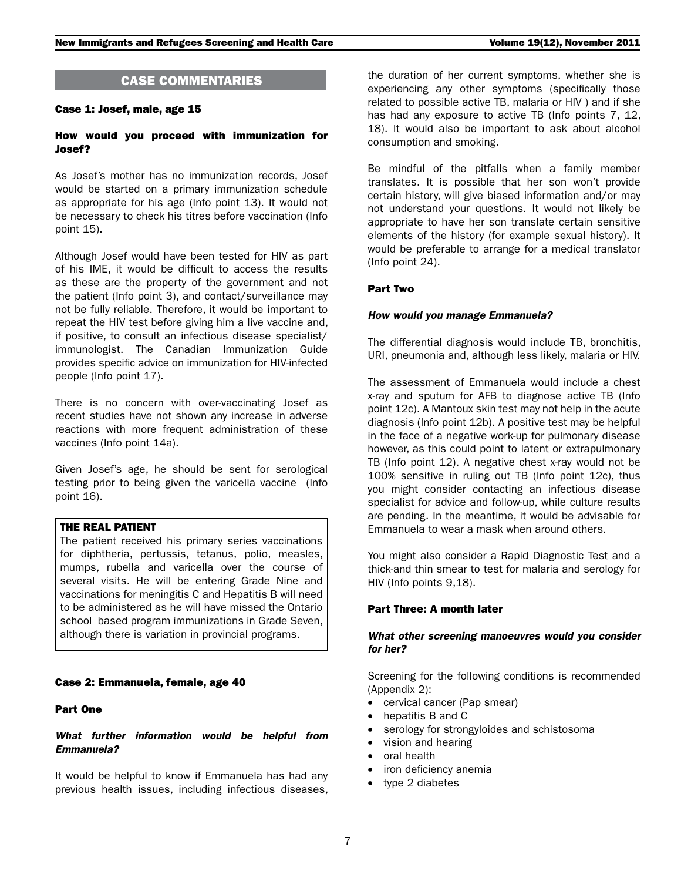## CASE COMMENTARIES

### Case 1: Josef, male, age 15

#### How would you proceed with immunization for Josef?

As Josef's mother has no immunization records, Josef would be started on a primary immunization schedule as appropriate for his age (Info point 13). It would not be necessary to check his titres before vaccination (Info point 15).

Although Josef would have been tested for HIV as part of his IME, it would be difficult to access the results as these are the property of the government and not the patient (Info point 3), and contact/surveillance may not be fully reliable. Therefore, it would be important to repeat the HIV test before giving him a live vaccine and, if positive, to consult an infectious disease specialist/ immunologist. The Canadian Immunization Guide provides specific advice on immunization for HIV-infected people (Info point 17).

There is no concern with over-vaccinating Josef as recent studies have not shown any increase in adverse reactions with more frequent administration of these vaccines (Info point 14a).

Given Josef's age, he should be sent for serological testing prior to being given the varicella vaccine (Info point 16).

> **THE REAL PATIENT**
>
> The patient received his primary series vaccinations for diphtheria, pertussis, tetanus, polio, measles, mumps, rubella and varicella over the course of several visits. He will be entering Grade Nine and vaccinations for meningitis C and Hepatitis B will need to be administered as he will have missed the Ontario school based program immunizations in Grade Seven, although there is variation in provincial programs.

### Case 2: Emmanuela, female, age 40

#### Part One

***What further information would be helpful from Emmanuela?***

It would be helpful to know if Emmanuela has had any previous health issues, including infectious diseases, the duration of her current symptoms, whether she is experiencing any other symptoms (specifically those related to possible active TB, malaria or HIV ) and if she has had any exposure to active TB (Info points 7, 12, 18). It would also be important to ask about alcohol consumption and smoking.

Be mindful of the pitfalls when a family member translates. It is possible that her son won't provide certain history, will give biased information and/or may not understand your questions. It would not likely be appropriate to have her son translate certain sensitive elements of the history (for example sexual history). It would be preferable to arrange for a medical translator (Info point 24).

#### Part Two

***How would you manage Emmanuela?***

The differential diagnosis would include TB, bronchitis, URI, pneumonia and, although less likely, malaria or HIV.

The assessment of Emmanuela would include a chest x-ray and sputum for AFB to diagnose active TB (Info point 12c). A Mantoux skin test may not help in the acute diagnosis (Info point 12b). A positive test may be helpful in the face of a negative work-up for pulmonary disease however, as this could point to latent or extrapulmonary TB (Info point 12). A negative chest x-ray would not be 100% sensitive in ruling out TB (Info point 12c), thus you might consider contacting an infectious disease specialist for advice and follow-up, while culture results are pending. In the meantime, it would be advisable for Emmanuela to wear a mask when around others.

You might also consider a Rapid Diagnostic Test and a thick-and thin smear to test for malaria and serology for HIV (Info points 9,18).

#### Part Three: A month later

***What other screening manoeuvres would you consider for her?***

Screening for the following conditions is recommended (Appendix 2):

- cervical cancer (Pap smear)
- hepatitis B and C
- serology for strongyloides and schistosoma
- vision and hearing
- oral health
- iron deficiency anemia
- type 2 diabetes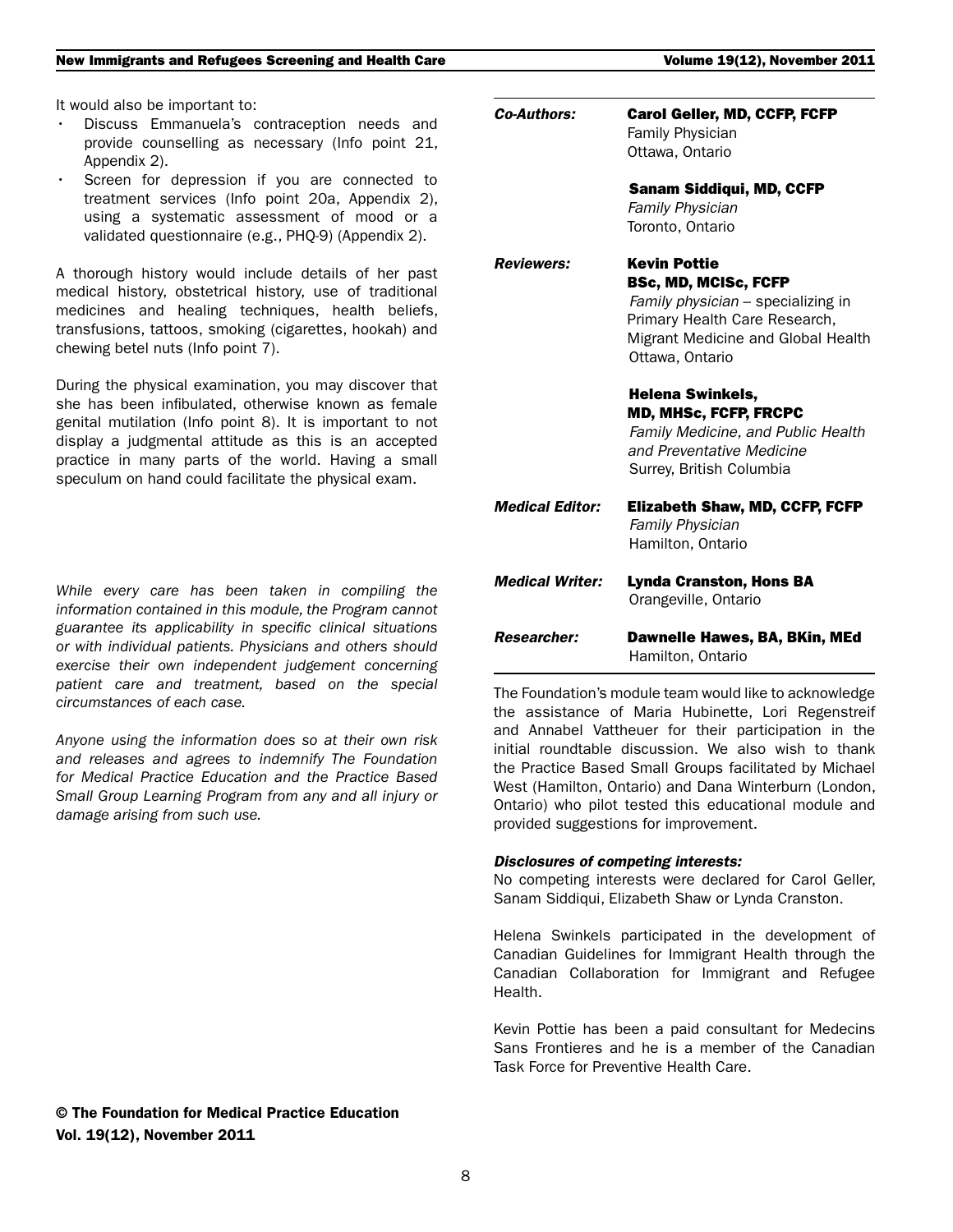It would also be important to:

- Discuss Emmanuela's contraception needs and provide counselling as necessary (Info point 21, Appendix 2).
- Screen for depression if you are connected to treatment services (Info point 20a, Appendix 2), using a systematic assessment of mood or a validated questionnaire (e.g., PHQ-9) (Appendix 2).

A thorough history would include details of her past medical history, obstetrical history, use of traditional medicines and healing techniques, health beliefs, transfusions, tattoos, smoking (cigarettes, hookah) and chewing betel nuts (Info point 7).

During the physical examination, you may discover that she has been infibulated, otherwise known as female genital mutilation (Info point 8). It is important to not display a judgmental attitude as this is an accepted practice in many parts of the world. Having a small speculum on hand could facilitate the physical exam.

*While every care has been taken in compiling the information contained in this module, the Program cannot guarantee its applicability in specific clinical situations or with individual patients. Physicians and others should exercise their own independent judgement concerning patient care and treatment, based on the special circumstances of each case.*

*Anyone using the information does so at their own risk and releases and agrees to indemnify The Foundation for Medical Practice Education and the Practice Based Small Group Learning Program from any and all injury or damage arising from such use.*

**© The Foundation for Medical Practice Education**
**Vol. 19(12), November 2011**

| | |
|---|---|
| ***Co-Authors:*** | **Carol Geller, MD, CCFP, FCFP**<br>Family Physician<br>Ottawa, Ontario |
| | **Sanam Siddiqui, MD, CCFP**<br>*Family Physician*<br>Toronto, Ontario |
| ***Reviewers:*** | **Kevin Pottie**<br>**BSc, MD, MCISc, FCFP**<br>*Family physician* – specializing in Primary Health Care Research, Migrant Medicine and Global Health<br>Ottawa, Ontario |
| | **Helena Swinkels,**<br>**MD, MHSc, FCFP, FRCPC**<br>*Family Medicine, and Public Health and Preventative Medicine*<br>Surrey, British Columbia |
| ***Medical Editor:*** | **Elizabeth Shaw, MD, CCFP, FCFP**<br>*Family Physician*<br>Hamilton, Ontario |
| ***Medical Writer:*** | **Lynda Cranston, Hons BA**<br>Orangeville, Ontario |
| ***Researcher:*** | **Dawnelle Hawes, BA, BKin, MEd**<br>Hamilton, Ontario |

The Foundation's module team would like to acknowledge the assistance of Maria Hubinette, Lori Regenstreif and Annabel Vattheuer for their participation in the initial roundtable discussion. We also wish to thank the Practice Based Small Groups facilitated by Michael West (Hamilton, Ontario) and Dana Winterburn (London, Ontario) who pilot tested this educational module and provided suggestions for improvement.

***Disclosures of competing interests:***
No competing interests were declared for Carol Geller, Sanam Siddiqui, Elizabeth Shaw or Lynda Cranston.

Helena Swinkels participated in the development of Canadian Guidelines for Immigrant Health through the Canadian Collaboration for Immigrant and Refugee Health.

Kevin Pottie has been a paid consultant for Medecins Sans Frontieres and he is a member of the Canadian Task Force for Preventive Health Care.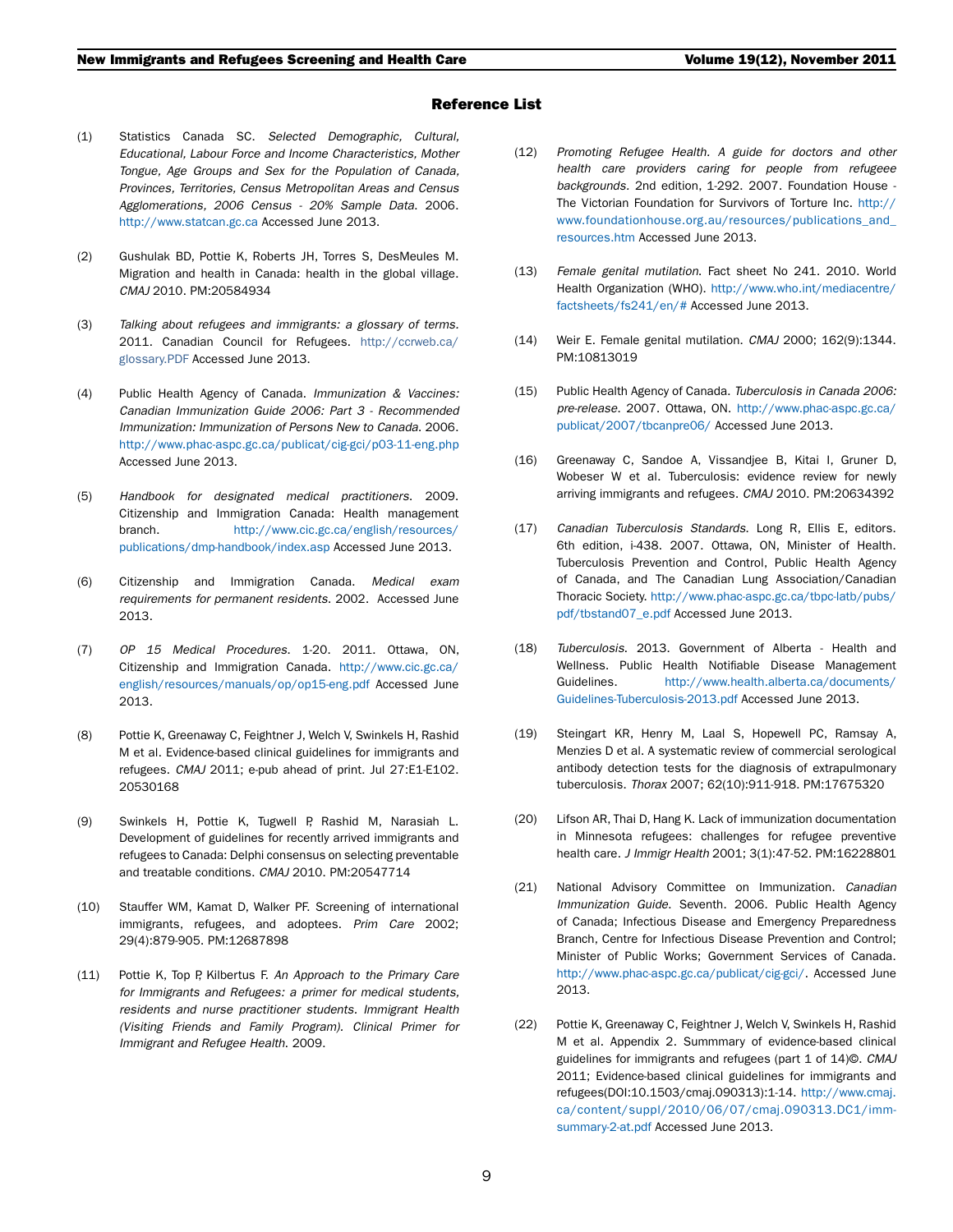## Reference List

(1) Statistics Canada SC. *Selected Demographic, Cultural, Educational, Labour Force and Income Characteristics, Mother Tongue, Age Groups and Sex for the Population of Canada, Provinces, Territories, Census Metropolitan Areas and Census Agglomerations, 2006 Census - 20% Sample Data*. 2006. http://www.statcan.gc.ca Accessed June 2013.

(2) Gushulak BD, Pottie K, Roberts JH, Torres S, DesMeules M. Migration and health in Canada: health in the global village. *CMAJ* 2010. PM:20584934

(3) *Talking about refugees and immigrants: a glossary of terms.* 2011. Canadian Council for Refugees. http://ccrweb.ca/glossary.PDF Accessed June 2013.

(4) Public Health Agency of Canada. *Immunization & Vaccines: Canadian Immunization Guide 2006: Part 3 - Recommended Immunization: Immunization of Persons New to Canada*. 2006. http://www.phac-aspc.gc.ca/publicat/cig-gci/p03-11-eng.php Accessed June 2013.

(5) *Handbook for designated medical practitioners*. 2009. Citizenship and Immigration Canada: Health management branch. http://www.cic.gc.ca/english/resources/publications/dmp-handbook/index.asp Accessed June 2013.

(6) Citizenship and Immigration Canada. *Medical exam requirements for permanent residents*. 2002. Accessed June 2013.

(7) *OP 15 Medical Procedures*. 1-20. 2011. Ottawa, ON, Citizenship and Immigration Canada. http://www.cic.gc.ca/english/resources/manuals/op/op15-eng.pdf Accessed June 2013.

(8) Pottie K, Greenaway C, Feightner J, Welch V, Swinkels H, Rashid M et al. Evidence-based clinical guidelines for immigrants and refugees. *CMAJ* 2011; e-pub ahead of print. Jul 27:E1-E102. 20530168

(9) Swinkels H, Pottie K, Tugwell P, Rashid M, Narasiah L. Development of guidelines for recently arrived immigrants and refugees to Canada: Delphi consensus on selecting preventable and treatable conditions. *CMAJ* 2010. PM:20547714

(10) Stauffer WM, Kamat D, Walker PF. Screening of international immigrants, refugees, and adoptees. *Prim Care* 2002; 29(4):879-905. PM:12687898

(11) Pottie K, Top P, Kilbertus F. *An Approach to the Primary Care for Immigrants and Refugees: a primer for medical students, residents and nurse practitioner students. Immigrant Health (Visiting Friends and Family Program). Clinical Primer for Immigrant and Refugee Health*. 2009.

(12) *Promoting Refugee Health. A guide for doctors and other health care providers caring for people from refugee backgrounds*. 2nd edition, 1-292. 2007. Foundation House - The Victorian Foundation for Survivors of Torture Inc. http://www.foundationhouse.org.au/resources/publications_and_resources.htm Accessed June 2013.

(13) *Female genital mutilation*. Fact sheet No 241. 2010. World Health Organization (WHO). http://www.who.int/mediacentre/factsheets/fs241/en/# Accessed June 2013.

(14) Weir E. Female genital mutilation. *CMAJ* 2000; 162(9):1344. PM:10813019

(15) Public Health Agency of Canada. *Tuberculosis in Canada 2006: pre-release*. 2007. Ottawa, ON. http://www.phac-aspc.gc.ca/publicat/2007/tbcanpre06/ Accessed June 2013.

(16) Greenaway C, Sandoe A, Vissandjee B, Kitai I, Gruner D, Wobeser W et al. Tuberculosis: evidence review for newly arriving immigrants and refugees. *CMAJ* 2010. PM:20634392

(17) *Canadian Tuberculosis Standards.* Long R, Ellis E, editors. 6th edition, i-438. 2007. Ottawa, ON, Minister of Health. Tuberculosis Prevention and Control, Public Health Agency of Canada, and The Canadian Lung Association/Canadian Thoracic Society. http://www.phac-aspc.gc.ca/tbpc-latb/pubs/pdf/tbstand07_e.pdf Accessed June 2013.

(18) *Tuberculosis*. 2013. Government of Alberta - Health and Wellness. Public Health Notifiable Disease Management Guidelines. http://www.health.alberta.ca/documents/Guidelines-Tuberculosis-2013.pdf Accessed June 2013.

(19) Steingart KR, Henry M, Laal S, Hopewell PC, Ramsay A, Menzies D et al. A systematic review of commercial serological antibody detection tests for the diagnosis of extrapulmonary tuberculosis. *Thorax* 2007; 62(10):911-918. PM:17675320

(20) Lifson AR, Thai D, Hang K. Lack of immunization documentation in Minnesota refugees: challenges for refugee preventive health care. *J Immigr Health* 2001; 3(1):47-52. PM:16228801

(21) National Advisory Committee on Immunization. *Canadian Immunization Guide.* Seventh. 2006. Public Health Agency of Canada; Infectious Disease and Emergency Preparedness Branch, Centre for Infectious Disease Prevention and Control; Minister of Public Works; Government Services of Canada. http://www.phac-aspc.gc.ca/publicat/cig-gci/. Accessed June 2013.

(22) Pottie K, Greenaway C, Feightner J, Welch V, Swinkels H, Rashid M et al. Appendix 2. Summmary of evidence-based clinical guidelines for immigrants and refugees (part 1 of 14)©. *CMAJ* 2011; Evidence-based clinical guidelines for immigrants and refugees(DOI:10.1503/cmaj.090313):1-14. http://www.cmaj.ca/content/suppl/2010/06/07/cmaj.090313.DC1/imm-summary-2-at.pdf Accessed June 2013.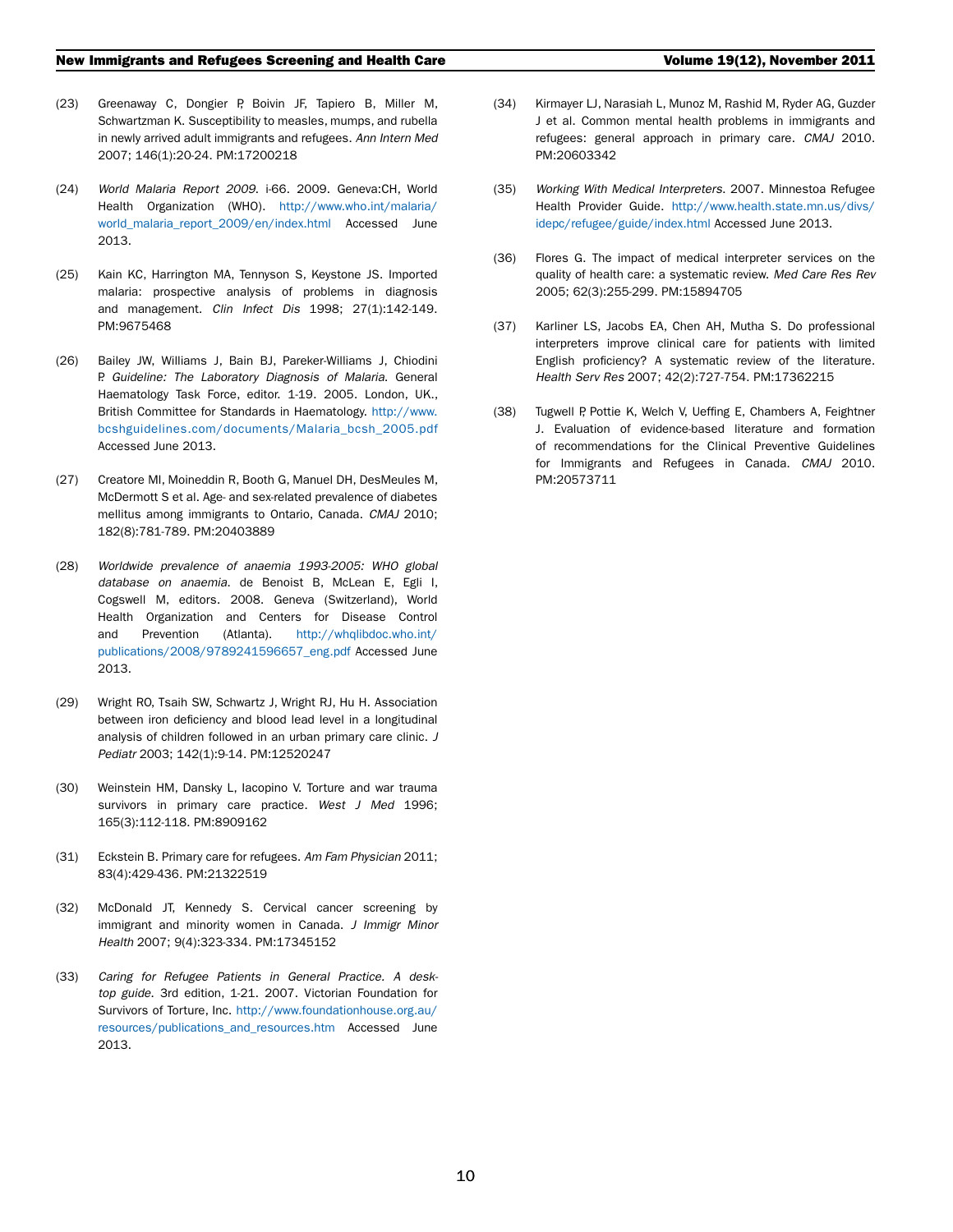(23) Greenaway C, Dongier P, Boivin JF, Tapiero B, Miller M, Schwartzman K. Susceptibility to measles, mumps, and rubella in newly arrived adult immigrants and refugees. *Ann Intern Med* 2007; 146(1):20-24. PM:17200218

(24) *World Malaria Report 2009*. i-66. 2009. Geneva:CH, World Health Organization (WHO). http://www.who.int/malaria/world_malaria_report_2009/en/index.html Accessed June 2013.

(25) Kain KC, Harrington MA, Tennyson S, Keystone JS. Imported malaria: prospective analysis of problems in diagnosis and management. *Clin Infect Dis* 1998; 27(1):142-149. PM:9675468

(26) Bailey JW, Williams J, Bain BJ, Pareker-Williams J, Chiodini P. *Guideline: The Laboratory Diagnosis of Malaria*. General Haematology Task Force, editor. 1-19. 2005. London, UK., British Committee for Standards in Haematology. http://www.bcshguidelines.com/documents/Malaria_bcsh_2005.pdf Accessed June 2013.

(27) Creatore MI, Moineddin R, Booth G, Manuel DH, DesMeules M, McDermott S et al. Age- and sex-related prevalence of diabetes mellitus among immigrants to Ontario, Canada. *CMAJ* 2010; 182(8):781-789. PM:20403889

(28) *Worldwide prevalence of anaemia 1993-2005: WHO global database on anaemia*. de Benoist B, McLean E, Egli I, Cogswell M, editors. 2008. Geneva (Switzerland), World Health Organization and Centers for Disease Control and Prevention (Atlanta). http://whqlibdoc.who.int/publications/2008/9789241596657_eng.pdf Accessed June 2013.

(29) Wright RO, Tsaih SW, Schwartz J, Wright RJ, Hu H. Association between iron deficiency and blood lead level in a longitudinal analysis of children followed in an urban primary care clinic. *J Pediatr* 2003; 142(1):9-14. PM:12520247

(30) Weinstein HM, Dansky L, Iacopino V. Torture and war trauma survivors in primary care practice. *West J Med* 1996; 165(3):112-118. PM:8909162

(31) Eckstein B. Primary care for refugees. *Am Fam Physician* 2011; 83(4):429-436. PM:21322519

(32) McDonald JT, Kennedy S. Cervical cancer screening by immigrant and minority women in Canada. *J Immigr Minor Health* 2007; 9(4):323-334. PM:17345152

(33) *Caring for Refugee Patients in General Practice. A desk-top guide*. 3rd edition, 1-21. 2007. Victorian Foundation for Survivors of Torture, Inc. http://www.foundationhouse.org.au/resources/publications_and_resources.htm Accessed June 2013.

(34) Kirmayer LJ, Narasiah L, Munoz M, Rashid M, Ryder AG, Guzder J et al. Common mental health problems in immigrants and refugees: general approach in primary care. *CMAJ* 2010. PM:20603342

(35) *Working With Medical Interpreters*. 2007. Minnestoa Refugee Health Provider Guide. http://www.health.state.mn.us/divs/idepc/refugee/guide/index.html Accessed June 2013.

(36) Flores G. The impact of medical interpreter services on the quality of health care: a systematic review. *Med Care Res Rev* 2005; 62(3):255-299. PM:15894705

(37) Karliner LS, Jacobs EA, Chen AH, Mutha S. Do professional interpreters improve clinical care for patients with limited English proficiency? A systematic review of the literature. *Health Serv Res* 2007; 42(2):727-754. PM:17362215

(38) Tugwell P, Pottie K, Welch V, Ueffing E, Chambers A, Feightner J. Evaluation of evidence-based literature and formation of recommendations for the Clinical Preventive Guidelines for Immigrants and Refugees in Canada. *CMAJ* 2010. PM:20573711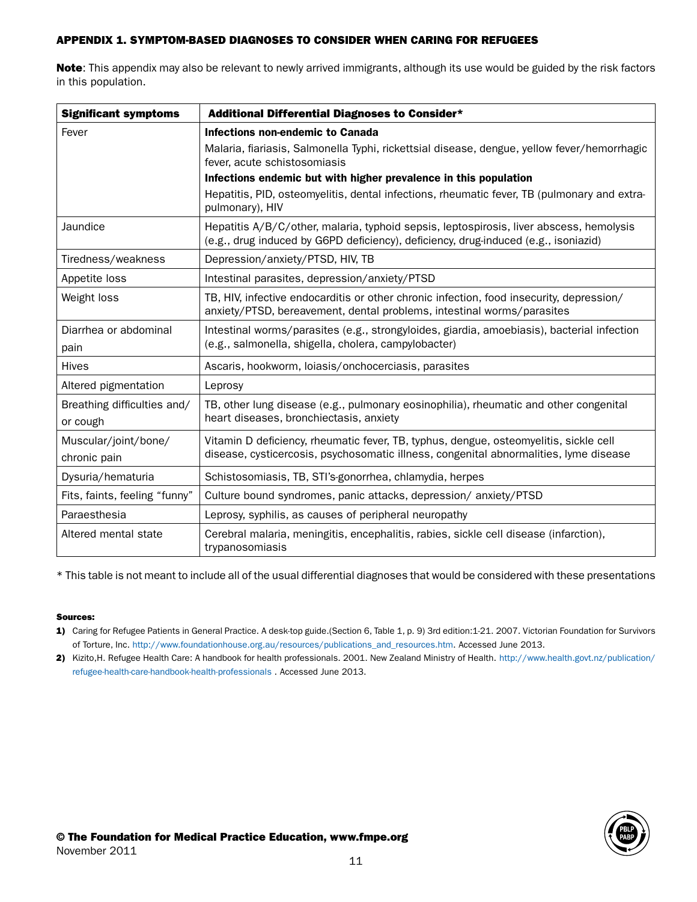## APPENDIX 1. SYMPTOM-BASED DIAGNOSES TO CONSIDER WHEN CARING FOR REFUGEES

**Note**: This appendix may also be relevant to newly arrived immigrants, although its use would be guided by the risk factors in this population.

| Significant symptoms | Additional Differential Diagnoses to Consider* |
|---|---|
| Fever | **Infections non-endemic to Canada**<br>Malaria, fiariasis, Salmonella Typhi, rickettsial disease, dengue, yellow fever/hemorrhagic fever, acute schistosomiasis<br>**Infections endemic but with higher prevalence in this population**<br>Hepatitis, PID, osteomyelitis, dental infections, rheumatic fever, TB (pulmonary and extra-pulmonary), HIV |
| Jaundice | Hepatitis A/B/C/other, malaria, typhoid sepsis, leptospirosis, liver abscess, hemolysis (e.g., drug induced by G6PD deficiency), deficiency, drug-induced (e.g., isoniazid) |
| Tiredness/weakness | Depression/anxiety/PTSD, HIV, TB |
| Appetite loss | Intestinal parasites, depression/anxiety/PTSD |
| Weight loss | TB, HIV, infective endocarditis or other chronic infection, food insecurity, depression/ anxiety/PTSD, bereavement, dental problems, intestinal worms/parasites |
| Diarrhea or abdominal pain | Intestinal worms/parasites (e.g., strongyloides, giardia, amoebiasis), bacterial infection (e.g., salmonella, shigella, cholera, campylobacter) |
| Hives | Ascaris, hookworm, loiasis/onchocerciasis, parasites |
| Altered pigmentation | Leprosy |
| Breathing difficulties and/ or cough | TB, other lung disease (e.g., pulmonary eosinophilia), rheumatic and other congenital heart diseases, bronchiectasis, anxiety |
| Muscular/joint/bone/ chronic pain | Vitamin D deficiency, rheumatic fever, TB, typhus, dengue, osteomyelitis, sickle cell disease, cysticercosis, psychosomatic illness, congenital abnormalities, lyme disease |
| Dysuria/hematuria | Schistosomiasis, TB, STI's-gonorrhea, chlamydia, herpes |
| Fits, faints, feeling "funny" | Culture bound syndromes, panic attacks, depression/ anxiety/PTSD |
| Paraesthesia | Leprosy, syphilis, as causes of peripheral neuropathy |
| Altered mental state | Cerebral malaria, meningitis, encephalitis, rabies, sickle cell disease (infarction), trypanosomiasis |

\* This table is not meant to include all of the usual differential diagnoses that would be considered with these presentations

**Sources:**

1) Caring for Refugee Patients in General Practice. A desk-top guide.(Section 6, Table 1, p. 9) 3rd edition:1-21. 2007. Victorian Foundation for Survivors of Torture, Inc. http://www.foundationhouse.org.au/resources/publications_and_resources.htm. Accessed June 2013.
2) Kizito,H. Refugee Health Care: A handbook for health professionals. 2001. New Zealand Ministry of Health. http://www.health.govt.nz/publication/refugee-health-care-handbook-health-professionals . Accessed June 2013.

**© The Foundation for Medical Practice Education, www.fmpe.org**
November 2011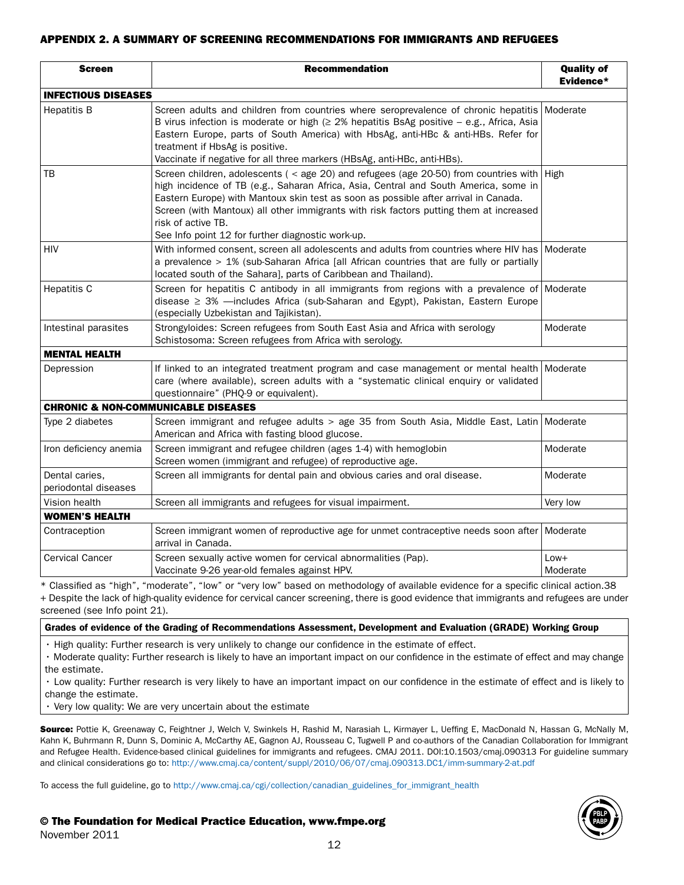## APPENDIX 2. A SUMMARY OF SCREENING RECOMMENDATIONS FOR IMMIGRANTS AND REFUGEES

| Screen | Recommendation | Quality of Evidence* |
|---|---|---|
| **INFECTIOUS DISEASES** | | |
| Hepatitis B | Screen adults and children from countries where seroprevalence of chronic hepatitis B virus infection is moderate or high (≥ 2% hepatitis BsAg positive – e.g., Africa, Asia Eastern Europe, parts of South America) with HbsAg, anti-HBc & anti-HBs. Refer for treatment if HbsAg is positive.<br>Vaccinate if negative for all three markers (HBsAg, anti-HBc, anti-HBs). | Moderate |
| TB | Screen children, adolescents ( < age 20) and refugees (age 20-50) from countries with high incidence of TB (e.g., Saharan Africa, Asia, Central and South America, some in Eastern Europe) with Mantoux skin test as soon as possible after arrival in Canada.<br>Screen (with Mantoux) all other immigrants with risk factors putting them at increased risk of active TB.<br>See Info point 12 for further diagnostic work-up. | High |
| HIV | With informed consent, screen all adolescents and adults from countries where HIV has a prevalence > 1% (sub-Saharan Africa [all African countries that are fully or partially located south of the Sahara], parts of Caribbean and Thailand). | Moderate |
| Hepatitis C | Screen for hepatitis C antibody in all immigrants from regions with a prevalence of disease ≥ 3% —includes Africa (sub-Saharan and Egypt), Pakistan, Eastern Europe (especially Uzbekistan and Tajikistan). | Moderate |
| Intestinal parasites | Strongyloides: Screen refugees from South East Asia and Africa with serology<br>Schistosoma: Screen refugees from Africa with serology. | Moderate |
| **MENTAL HEALTH** | | |
| Depression | If linked to an integrated treatment program and case management or mental health care (where available), screen adults with a "systematic clinical enquiry or validated questionnaire" (PHQ-9 or equivalent). | Moderate |
| **CHRONIC & NON-COMMUNICABLE DISEASES** | | |
| Type 2 diabetes | Screen immigrant and refugee adults > age 35 from South Asia, Middle East, Latin American and Africa with fasting blood glucose. | Moderate |
| Iron deficiency anemia | Screen immigrant and refugee children (ages 1-4) with hemoglobin<br>Screen women (immigrant and refugee) of reproductive age. | Moderate |
| Dental caries, periodontal diseases | Screen all immigrants for dental pain and obvious caries and oral disease. | Moderate |
| Vision health | Screen all immigrants and refugees for visual impairment. | Very low |
| **WOMEN'S HEALTH** | | |
| Contraception | Screen immigrant women of reproductive age for unmet contraceptive needs soon after arrival in Canada. | Moderate |
| Cervical Cancer | Screen sexually active women for cervical abnormalities (Pap).<br>Vaccinate 9-26 year-old females against HPV. | Low+<br>Moderate |

\* Classified as "high", "moderate", "low" or "very low" based on methodology of available evidence for a specific clinical action.38
+ Despite the lack of high-quality evidence for cervical cancer screening, there is good evidence that immigrants and refugees are under screened (see Info point 21).

**Grades of evidence of the Grading of Recommendations Assessment, Development and Evaluation (GRADE) Working Group**

- High quality: Further research is very unlikely to change our confidence in the estimate of effect.
- Moderate quality: Further research is likely to have an important impact on our confidence in the estimate of effect and may change the estimate.
- Low quality: Further research is very likely to have an important impact on our confidence in the estimate of effect and is likely to change the estimate.
- Very low quality: We are very uncertain about the estimate

**Source:** Pottie K, Greenaway C, Feightner J, Welch V, Swinkels H, Rashid M, Narasiah L, Kirmayer L, Ueffing E, MacDonald N, Hassan G, McNally M, Kahn K, Buhrmann R, Dunn S, Dominic A, McCarthy AE, Gagnon AJ, Rousseau C, Tugwell P and co-authors of the Canadian Collaboration for Immigrant and Refugee Health. Evidence-based clinical guidelines for immigrants and refugees. CMAJ 2011. DOI:10.1503/cmaj.090313 For guideline summary and clinical considerations go to: http://www.cmaj.ca/content/suppl/2010/06/07/cmaj.090313.DC1/imm-summary-2-at.pdf

To access the full guideline, go to http://www.cmaj.ca/cgi/collection/canadian_guidelines_for_immigrant_health

**© The Foundation for Medical Practice Education, www.fmpe.org**
November 2011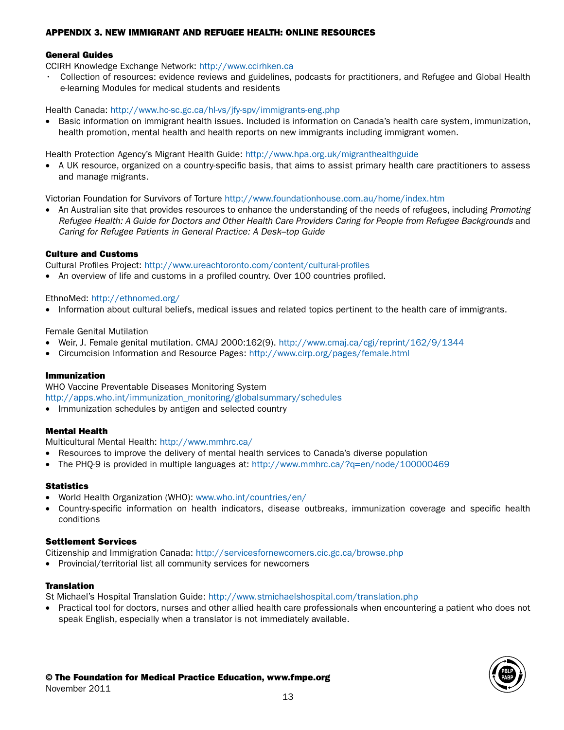## APPENDIX 3. NEW IMMIGRANT AND REFUGEE HEALTH: ONLINE RESOURCES

### General Guides

CCIRH Knowledge Exchange Network: http://www.ccirhken.ca

- Collection of resources: evidence reviews and guidelines, podcasts for practitioners, and Refugee and Global Health e-learning Modules for medical students and residents

Health Canada: http://www.hc-sc.gc.ca/hl-vs/jfy-spv/immigrants-eng.php

- Basic information on immigrant health issues. Included is information on Canada's health care system, immunization, health promotion, mental health and health reports on new immigrants including immigrant women.

Health Protection Agency's Migrant Health Guide: http://www.hpa.org.uk/migranthealthguide

- A UK resource, organized on a country-specific basis, that aims to assist primary health care practitioners to assess and manage migrants.

Victorian Foundation for Survivors of Torture http://www.foundationhouse.com.au/home/index.htm

- An Australian site that provides resources to enhance the understanding of the needs of refugees, including *Promoting Refugee Health: A Guide for Doctors and Other Health Care Providers Caring for People from Refugee Backgrounds* and *Caring for Refugee Patients in General Practice: A Desk–top Guide*

### Culture and Customs

Cultural Profiles Project: http://www.ureachtoronto.com/content/cultural-profiles

- An overview of life and customs in a profiled country. Over 100 countries profiled.

EthnoMed: http://ethnomed.org/

- Information about cultural beliefs, medical issues and related topics pertinent to the health care of immigrants.

Female Genital Mutilation

- Weir, J. Female genital mutilation. CMAJ 2000:162(9). http://www.cmaj.ca/cgi/reprint/162/9/1344
- Circumcision Information and Resource Pages: http://www.cirp.org/pages/female.html

### Immunization

WHO Vaccine Preventable Diseases Monitoring System
http://apps.who.int/immunization_monitoring/globalsummary/schedules

- Immunization schedules by antigen and selected country

### Mental Health

Multicultural Mental Health: http://www.mmhrc.ca/

- Resources to improve the delivery of mental health services to Canada's diverse population
- The PHQ-9 is provided in multiple languages at: http://www.mmhrc.ca/?q=en/node/100000469

### Statistics

- World Health Organization (WHO): www.who.int/countries/en/
- Country-specific information on health indicators, disease outbreaks, immunization coverage and specific health conditions

### Settlement Services

Citizenship and Immigration Canada: http://servicesfornewcomers.cic.gc.ca/browse.php

- Provincial/territorial list all community services for newcomers

### Translation

St Michael's Hospital Translation Guide: http://www.stmichaelshospital.com/translation.php

- Practical tool for doctors, nurses and other allied health care professionals when encountering a patient who does not speak English, especially when a translator is not immediately available.

**© The Foundation for Medical Practice Education, www.fmpe.org**
November 2011